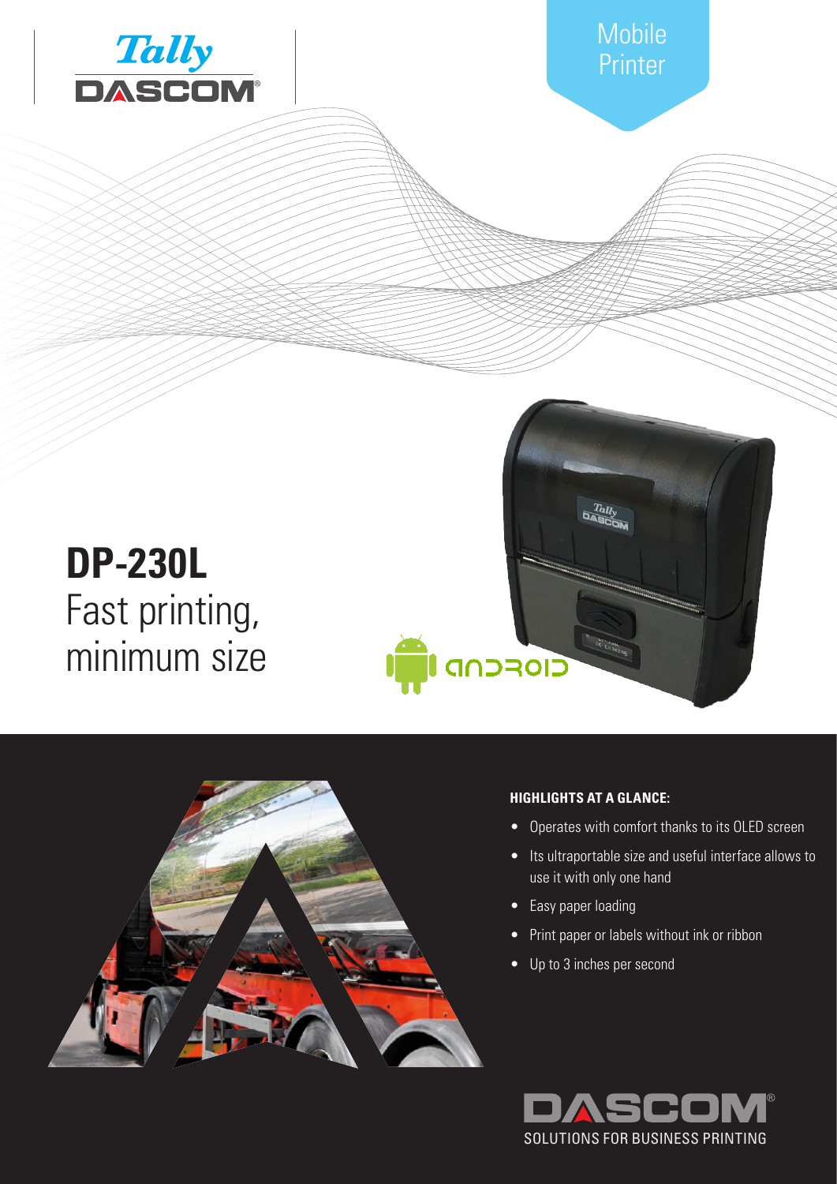Tally DASCOM

Mobile Printer

# DP-230L

Fast printing, minimum size

android

**HIGHLIGHTS AT A GLANCE:**

- Operates with comfort thanks to its OLED screen
- Its ultraportable size and useful interface allows to use it with only one hand
- Easy paper loading
- Print paper or labels without ink or ribbon
- Up to 3 inches per second

DASCOM®

SOLUTIONS FOR BUSINESS PRINTING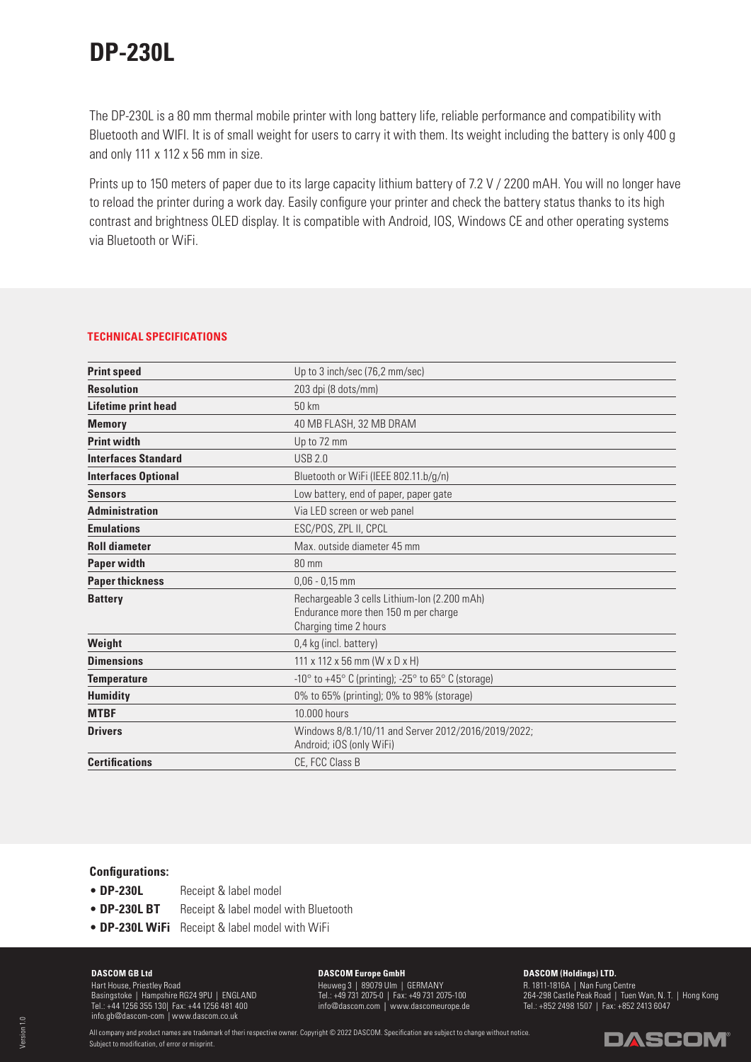# DP-230L

The DP-230L is a 80 mm thermal mobile printer with long battery life, reliable performance and compatibility with Bluetooth and WIFI. It is of small weight for users to carry it with them. Its weight including the battery is only 400 g and only 111 x 112 x 56 mm in size.

Prints up to 150 meters of paper due to its large capacity lithium battery of 7.2 V / 2200 mAH. You will no longer have to reload the printer during a work day. Easily configure your printer and check the battery status thanks to its high contrast and brightness OLED display. It is compatible with Android, IOS, Windows CE and other operating systems via Bluetooth or WiFi.

## TECHNICAL SPECIFICATIONS

| | |
|---|---|
| **Print speed** | Up to 3 inch/sec (76,2 mm/sec) |
| **Resolution** | 203 dpi (8 dots/mm) |
| **Lifetime print head** | 50 km |
| **Memory** | 40 MB FLASH, 32 MB DRAM |
| **Print width** | Up to 72 mm |
| **Interfaces Standard** | USB 2.0 |
| **Interfaces Optional** | Bluetooth or WiFi (IEEE 802.11.b/g/n) |
| **Sensors** | Low battery, end of paper, paper gate |
| **Administration** | Via LED screen or web panel |
| **Emulations** | ESC/POS, ZPL II, CPCL |
| **Roll diameter** | Max. outside diameter 45 mm |
| **Paper width** | 80 mm |
| **Paper thickness** | 0,06 - 0,15 mm |
| **Battery** | Rechargeable 3 cells Lithium-Ion (2.200 mAh)<br>Endurance more then 150 m per charge<br>Charging time 2 hours |
| **Weight** | 0,4 kg (incl. battery) |
| **Dimensions** | 111 x 112 x 56 mm (W x D x H) |
| **Temperature** | -10° to +45° C (printing); -25° to 65° C (storage) |
| **Humidity** | 0% to 65% (printing); 0% to 98% (storage) |
| **MTBF** | 10.000 hours |
| **Drivers** | Windows 8/8.1/10/11 and Server 2012/2016/2019/2022;<br>Android; iOS (only WiFi) |
| **Certifications** | CE, FCC Class B |

### Configurations:

- **DP-230L** Receipt & label model
- **DP-230L BT** Receipt & label model with Bluetooth
- **DP-230L WiFi** Receipt & label model with WiFi

**DASCOM GB Ltd**
Hart House, Priestley Road
Basingstoke | Hampshire RG24 9PU | ENGLAND
Tel.: +44 1256 355 130| Fax: +44 1256 481 400
info.gb@dascom-com | www.dascom.co.uk

**DASCOM Europe GmbH**
Heuweg 3 | 89079 Ulm | GERMANY
Tel.: +49 731 2075-0 | Fax: +49 731 2075-100
info@dascom.com | www.dascomeurope.de

**DASCOM (Holdings) LTD.**
R. 1811-1816A | Nan Fung Centre
264-298 Castle Peak Road | Tuen Wan, N. T. | Hong Kong
Tel.: +852 2498 1507 | Fax: +852 2413 6047

All company and product names are trademark of theri respective owner. Copyright © 2022 DASCOM. Specification are subject to change without notice.
Subject to modification, of error or misprint.

Version 1.0